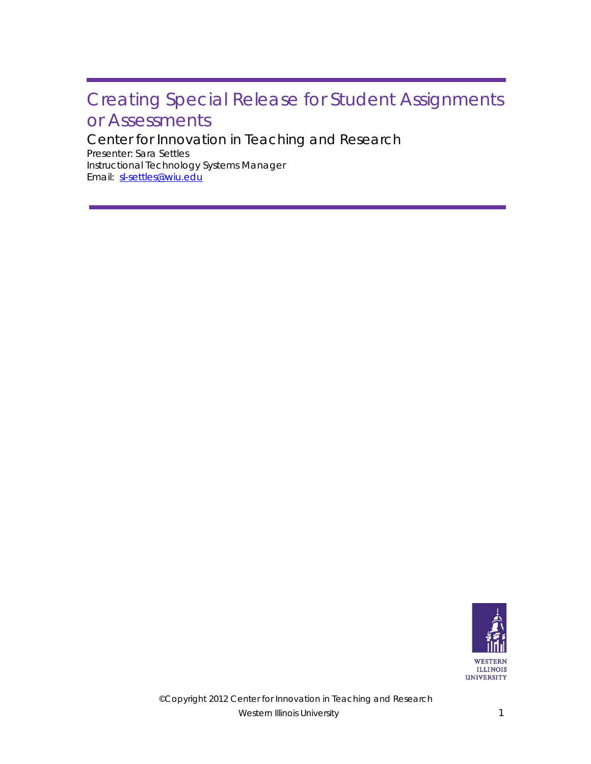# Creating Special Release for Student Assignments or Assessments

## Center for Innovation in Teaching and Research

Presenter: Sara Settles
Instructional Technology Systems Manager
Email: [sl-settles@wiu.edu](mailto:sl-settles@wiu.edu)

WESTERN ILLINOIS UNIVERSITY

©Copyright 2012 Center for Innovation in Teaching and Research
Western Illinois University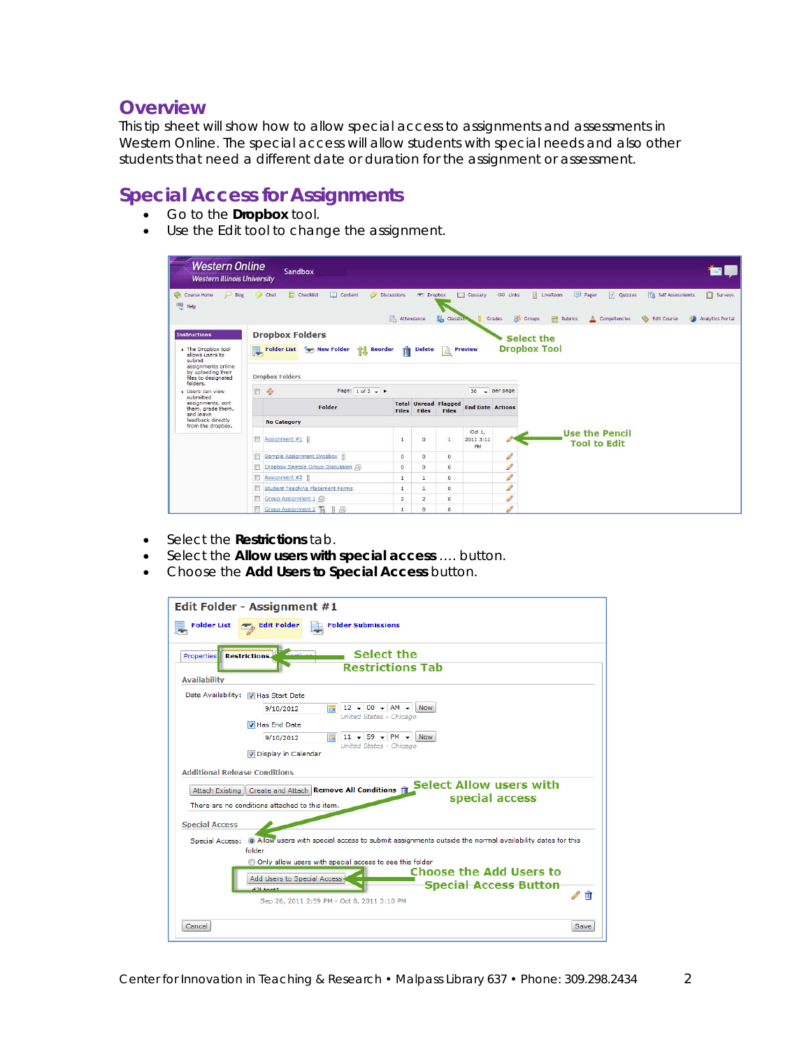## Overview

This tip sheet will show how to allow special access to assignments and assessments in Western Online. The special access will allow students with special needs and also other students that need a different date or duration for the assignment or assessment.

## Special Access for Assignments

- Go to the **Dropbox** tool.
- Use the Edit tool to change the assignment.

- Select the **Restrictions** tab.
- Select the **Allow users with special access** .... button.
- Choose the **Add Users to Special Access** button.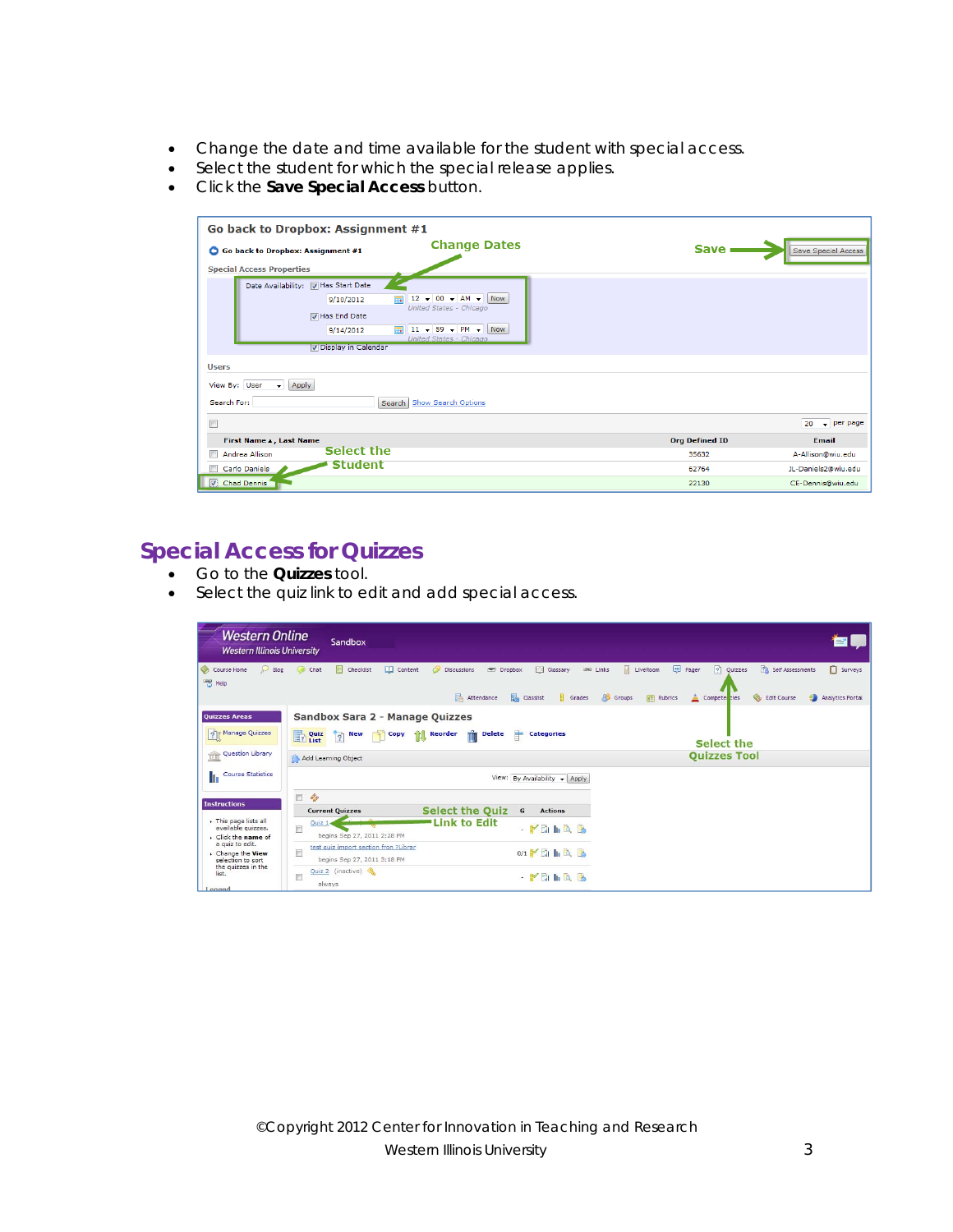- Change the date and time available for the student with special access.
- Select the student for which the special release applies.
- Click the **Save Special Access** button.

## Special Access for Quizzes

- Go to the **Quizzes** tool.
- Select the quiz link to edit and add special access.

©Copyright 2012 Center for Innovation in Teaching and Research
Western Illinois University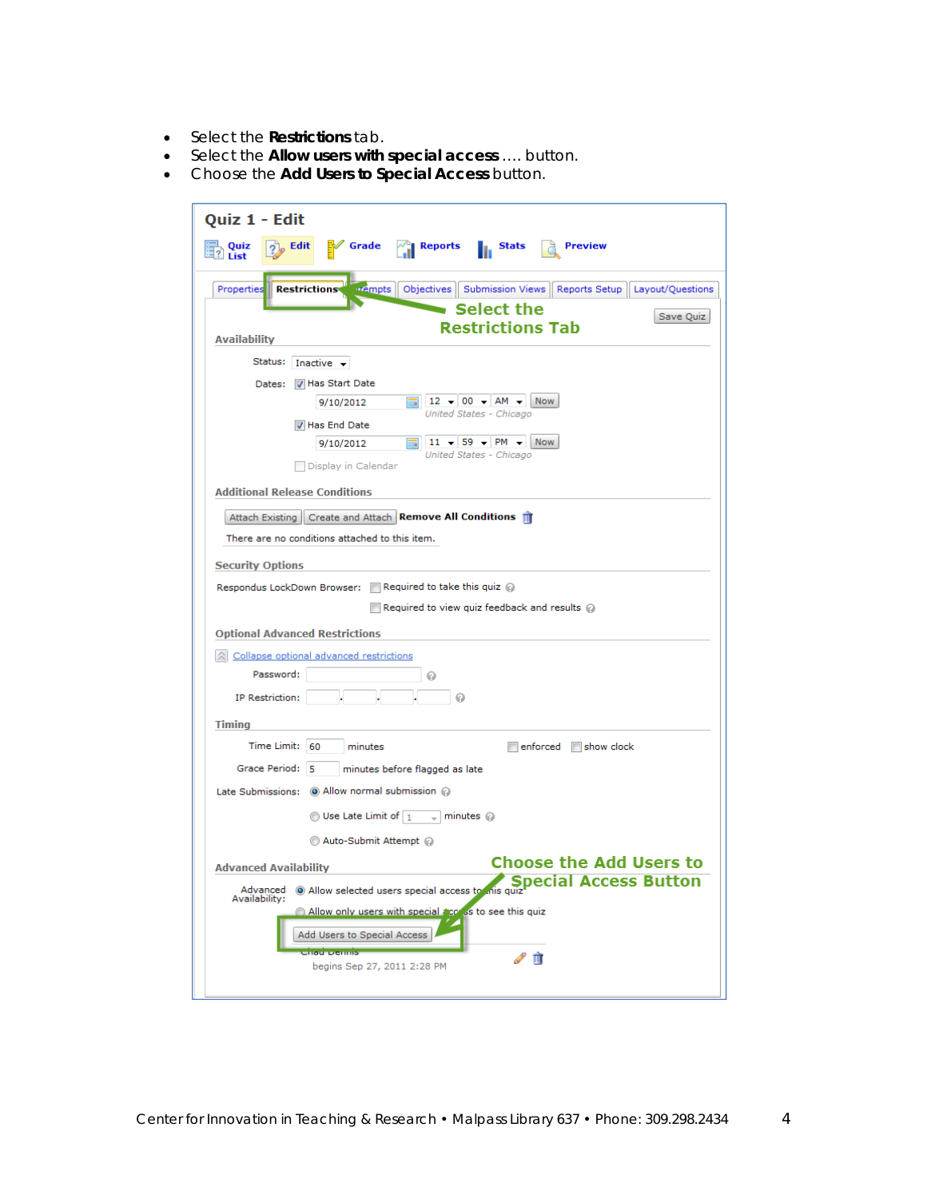- Select the **Restrictions** tab.
- Select the **Allow users with special access** .... button.
- Choose the **Add Users to Special Access** button.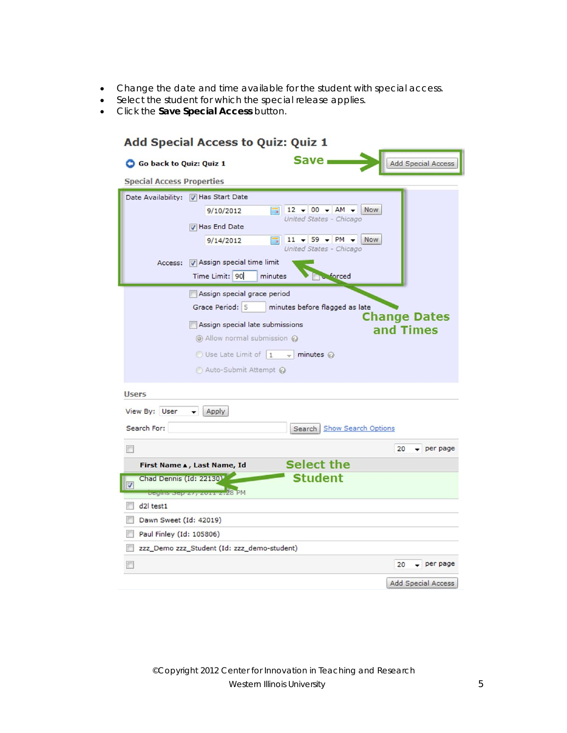- Change the date and time available for the student with special access.
- Select the student for which the special release applies.
- Click the **Save Special Access** button.

## Add Special Access to Quiz: Quiz 1

Go back to Quiz: Quiz 1

Save → Add Special Access

Special Access Properties

Date Availability: ☑ Has Start Date

9/10/2012 12 00 AM Now

United States - Chicago

☑ Has End Date

9/14/2012 11 59 PM Now

United States - Chicago

Access: ☑ Assign special time limit

Time Limit: 90 minutes ☐ enforced

☐ Assign special grace period

Grace Period: 5 minutes before flagged as late

☐ Assign special late submissions

Allow normal submission

Use Late Limit of 1 minutes

Auto-Submit Attempt

Change Dates and Times

Users

View By: User Apply

Search For: Search Show Search Options

20 per page

First Name ▲, Last Name, Id

☑ Chad Dennis (Id: 22130)

Select the Student

☐ d2l test1

☐ Dawn Sweet (Id: 42019)

☐ Paul Finley (Id: 105806)

☐ zzz_Demo zzz_Student (Id: zzz_demo-student)

20 per page

Add Special Access

©Copyright 2012 Center for Innovation in Teaching and Research
Western Illinois University